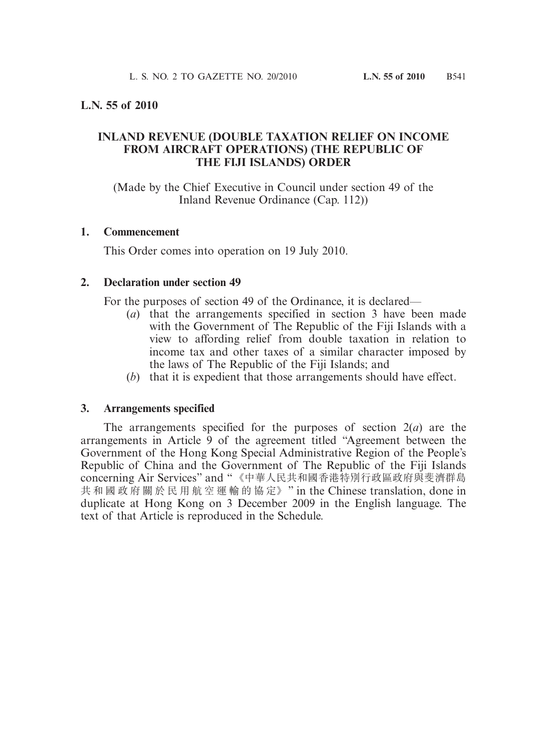**L.N. 55 of 2010**

# INLAND REVENUE (DOUBLE TAXATION RELIEF ON INCOME FROM AIRCRAFT OPERATIONS) (THE REPUBLIC OF THE FIJI ISLANDS) ORDER

(Made by the Chief Executive in Council under section 49 of the Inland Revenue Ordinance (Cap. 112))

## 1. Commencement

This Order comes into operation on 19 July 2010.

## 2. Declaration under section 49

For the purposes of section 49 of the Ordinance, it is declared—

(*a*) that the arrangements specified in section 3 have been made with the Government of The Republic of the Fiji Islands with a view to affording relief from double taxation in relation to income tax and other taxes of a similar character imposed by the laws of The Republic of the Fiji Islands; and

(*b*) that it is expedient that those arrangements should have effect.

## 3. Arrangements specified

The arrangements specified for the purposes of section 2(*a*) are the arrangements in Article 9 of the agreement titled "Agreement between the Government of the Hong Kong Special Administrative Region of the People's Republic of China and the Government of The Republic of the Fiji Islands concerning Air Services" and "《中華人民共和國香港特別行政區政府與斐濟群島共和國政府關於民用航空運輸的協定》" in the Chinese translation, done in duplicate at Hong Kong on 3 December 2009 in the English language. The text of that Article is reproduced in the Schedule.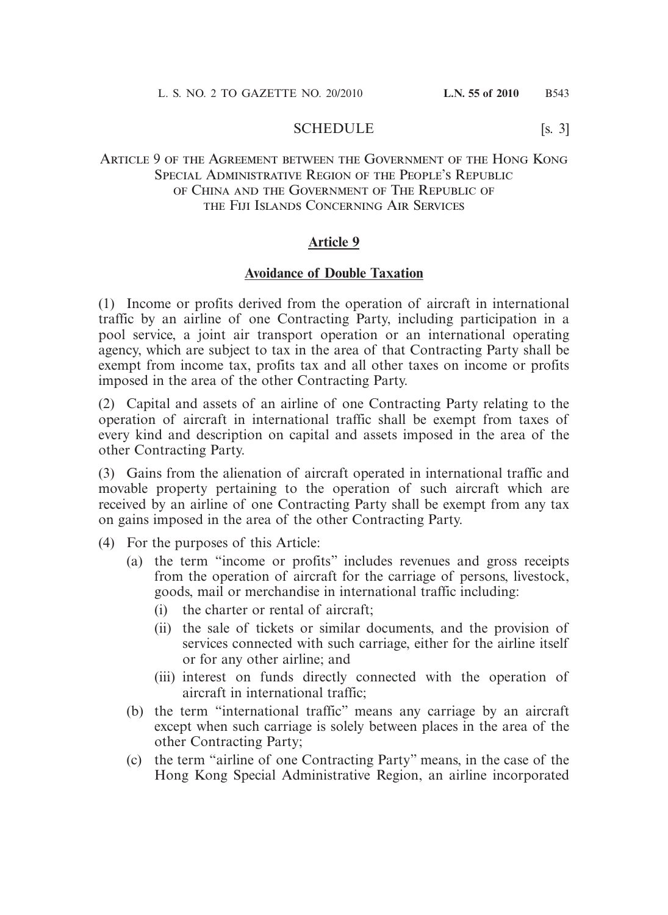## SCHEDULE [s. 3]

### Article 9 of the Agreement between the Government of the Hong Kong Special Administrative Region of the People's Republic of China and the Government of The Republic of the Fiji Islands Concerning Air Services

**Article 9**

**Avoidance of Double Taxation**

(1) Income or profits derived from the operation of aircraft in international traffic by an airline of one Contracting Party, including participation in a pool service, a joint air transport operation or an international operating agency, which are subject to tax in the area of that Contracting Party shall be exempt from income tax, profits tax and all other taxes on income or profits imposed in the area of the other Contracting Party.

(2) Capital and assets of an airline of one Contracting Party relating to the operation of aircraft in international traffic shall be exempt from taxes of every kind and description on capital and assets imposed in the area of the other Contracting Party.

(3) Gains from the alienation of aircraft operated in international traffic and movable property pertaining to the operation of such aircraft which are received by an airline of one Contracting Party shall be exempt from any tax on gains imposed in the area of the other Contracting Party.

(4) For the purposes of this Article:

- (a) the term "income or profits" includes revenues and gross receipts from the operation of aircraft for the carriage of persons, livestock, goods, mail or merchandise in international traffic including:
  - (i) the charter or rental of aircraft;
  - (ii) the sale of tickets or similar documents, and the provision of services connected with such carriage, either for the airline itself or for any other airline; and
  - (iii) interest on funds directly connected with the operation of aircraft in international traffic;
- (b) the term "international traffic" means any carriage by an aircraft except when such carriage is solely between places in the area of the other Contracting Party;
- (c) the term "airline of one Contracting Party" means, in the case of the Hong Kong Special Administrative Region, an airline incorporated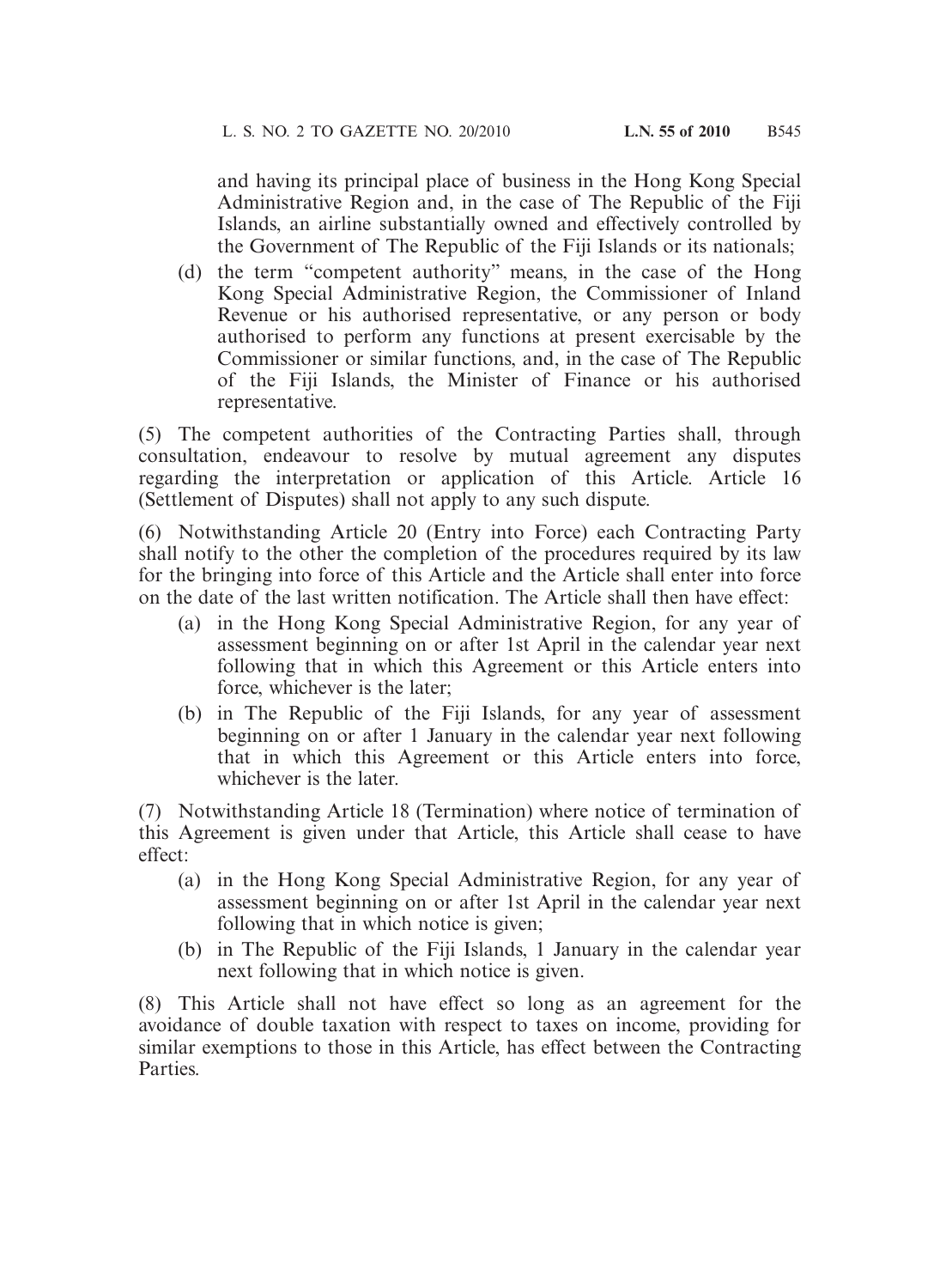and having its principal place of business in the Hong Kong Special Administrative Region and, in the case of The Republic of the Fiji Islands, an airline substantially owned and effectively controlled by the Government of The Republic of the Fiji Islands or its nationals;

(d) the term "competent authority" means, in the case of the Hong Kong Special Administrative Region, the Commissioner of Inland Revenue or his authorised representative, or any person or body authorised to perform any functions at present exercisable by the Commissioner or similar functions, and, in the case of The Republic of the Fiji Islands, the Minister of Finance or his authorised representative.

(5) The competent authorities of the Contracting Parties shall, through consultation, endeavour to resolve by mutual agreement any disputes regarding the interpretation or application of this Article. Article 16 (Settlement of Disputes) shall not apply to any such dispute.

(6) Notwithstanding Article 20 (Entry into Force) each Contracting Party shall notify to the other the completion of the procedures required by its law for the bringing into force of this Article and the Article shall enter into force on the date of the last written notification. The Article shall then have effect:

(a) in the Hong Kong Special Administrative Region, for any year of assessment beginning on or after 1st April in the calendar year next following that in which this Agreement or this Article enters into force, whichever is the later;

(b) in The Republic of the Fiji Islands, for any year of assessment beginning on or after 1 January in the calendar year next following that in which this Agreement or this Article enters into force, whichever is the later.

(7) Notwithstanding Article 18 (Termination) where notice of termination of this Agreement is given under that Article, this Article shall cease to have effect:

(a) in the Hong Kong Special Administrative Region, for any year of assessment beginning on or after 1st April in the calendar year next following that in which notice is given;

(b) in The Republic of the Fiji Islands, 1 January in the calendar year next following that in which notice is given.

(8) This Article shall not have effect so long as an agreement for the avoidance of double taxation with respect to taxes on income, providing for similar exemptions to those in this Article, has effect between the Contracting Parties.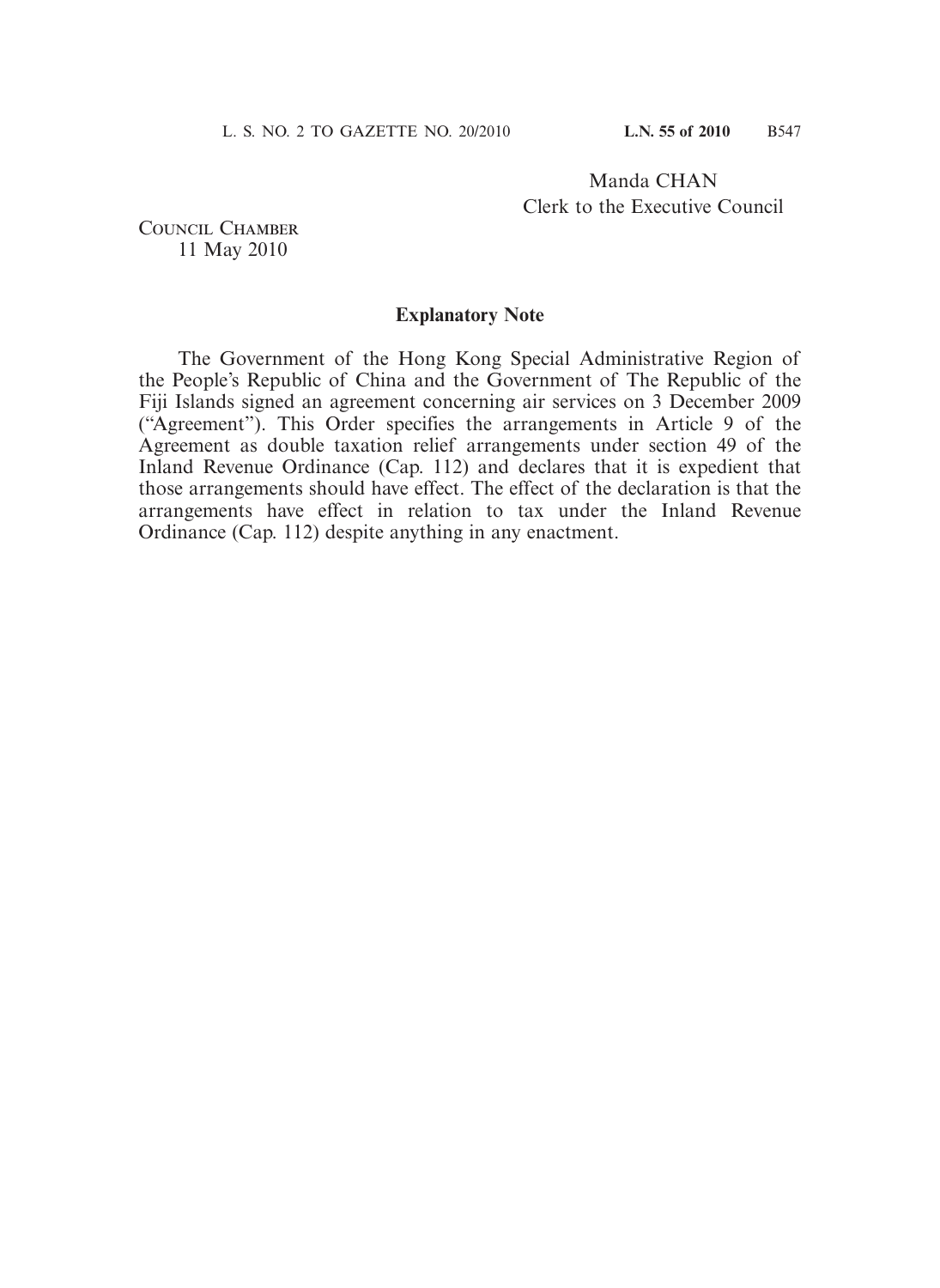Manda CHAN
Clerk to the Executive Council

COUNCIL CHAMBER
11 May 2010

## Explanatory Note

The Government of the Hong Kong Special Administrative Region of the People's Republic of China and the Government of The Republic of the Fiji Islands signed an agreement concerning air services on 3 December 2009 ("Agreement"). This Order specifies the arrangements in Article 9 of the Agreement as double taxation relief arrangements under section 49 of the Inland Revenue Ordinance (Cap. 112) and declares that it is expedient that those arrangements should have effect. The effect of the declaration is that the arrangements have effect in relation to tax under the Inland Revenue Ordinance (Cap. 112) despite anything in any enactment.